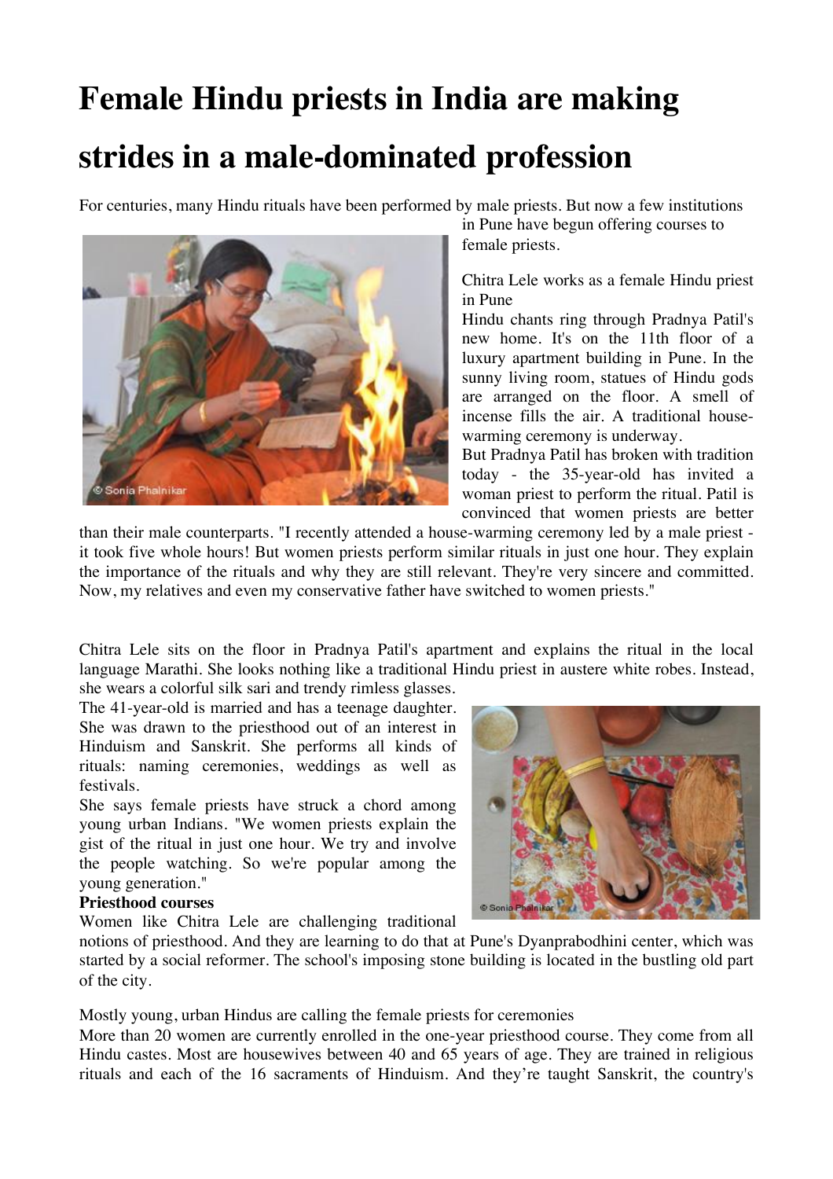# Female Hindu priests in India are making strides in a male-dominated profession

For centuries, many Hindu rituals have been performed by male priests. But now a few institutions in Pune have begun offering courses to female priests.

Chitra Lele works as a female Hindu priest in Pune

Hindu chants ring through Pradnya Patil's new home. It's on the 11th floor of a luxury apartment building in Pune. In the sunny living room, statues of Hindu gods are arranged on the floor. A smell of incense fills the air. A traditional house-warming ceremony is underway.

But Pradnya Patil has broken with tradition today - the 35-year-old has invited a woman priest to perform the ritual. Patil is convinced that women priests are better than their male counterparts. "I recently attended a house-warming ceremony led by a male priest - it took five whole hours! But women priests perform similar rituals in just one hour. They explain the importance of the rituals and why they are still relevant. They're very sincere and committed. Now, my relatives and even my conservative father have switched to women priests."

Chitra Lele sits on the floor in Pradnya Patil's apartment and explains the ritual in the local language Marathi. She looks nothing like a traditional Hindu priest in austere white robes. Instead, she wears a colorful silk sari and trendy rimless glasses.

The 41-year-old is married and has a teenage daughter. She was drawn to the priesthood out of an interest in Hinduism and Sanskrit. She performs all kinds of rituals: naming ceremonies, weddings as well as festivals.

She says female priests have struck a chord among young urban Indians. "We women priests explain the gist of the ritual in just one hour. We try and involve the people watching. So we're popular among the young generation."

**Priesthood courses**

Women like Chitra Lele are challenging traditional notions of priesthood. And they are learning to do that at Pune's Dyanprabodhini center, which was started by a social reformer. The school's imposing stone building is located in the bustling old part of the city.

Mostly young, urban Hindus are calling the female priests for ceremonies

More than 20 women are currently enrolled in the one-year priesthood course. They come from all Hindu castes. Most are housewives between 40 and 65 years of age. They are trained in religious rituals and each of the 16 sacraments of Hinduism. And they're taught Sanskrit, the country's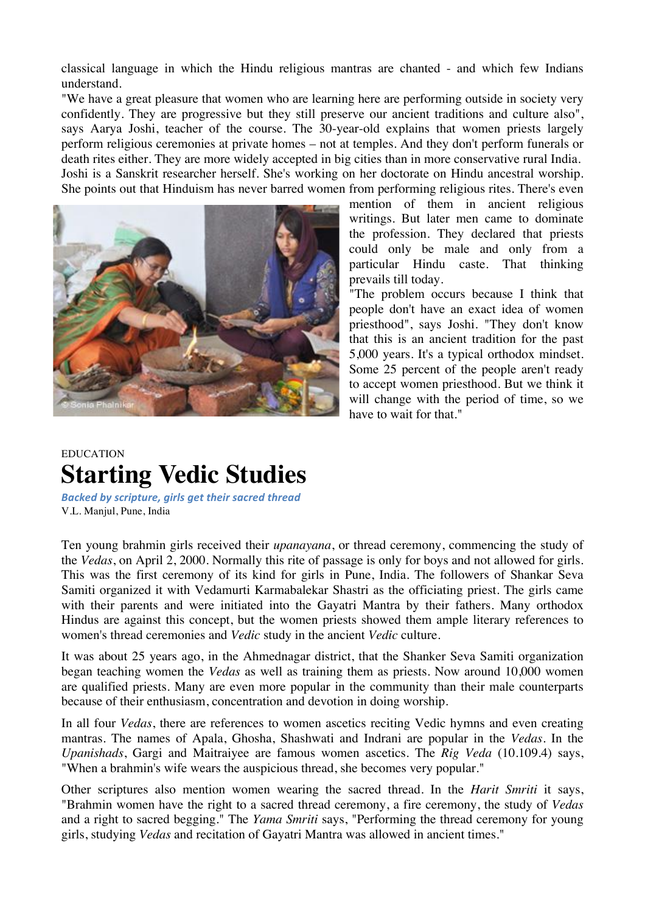classical language in which the Hindu religious mantras are chanted - and which few Indians understand.

"We have a great pleasure that women who are learning here are performing outside in society very confidently. They are progressive but they still preserve our ancient traditions and culture also", says Aarya Joshi, teacher of the course. The 30-year-old explains that women priests largely perform religious ceremonies at private homes – not at temples. And they don't perform funerals or death rites either. They are more widely accepted in big cities than in more conservative rural India. Joshi is a Sanskrit researcher herself. She's working on her doctorate on Hindu ancestral worship. She points out that Hinduism has never barred women from performing religious rites. There's even mention of them in ancient religious writings. But later men came to dominate the profession. They declared that priests could only be male and only from a particular Hindu caste. That thinking prevails till today.

"The problem occurs because I think that people don't have an exact idea of women priesthood", says Joshi. "They don't know that this is an ancient tradition for the past 5,000 years. It's a typical orthodox mindset. Some 25 percent of the people aren't ready to accept women priesthood. But we think it will change with the period of time, so we have to wait for that."

EDUCATION

# Starting Vedic Studies

***Backed by scripture, girls get their sacred thread***

V.L. Manjul, Pune, India

Ten young brahmin girls received their *upanayana*, or thread ceremony, commencing the study of the *Vedas*, on April 2, 2000. Normally this rite of passage is only for boys and not allowed for girls. This was the first ceremony of its kind for girls in Pune, India. The followers of Shankar Seva Samiti organized it with Vedamurti Karmabalekar Shastri as the officiating priest. The girls came with their parents and were initiated into the Gayatri Mantra by their fathers. Many orthodox Hindus are against this concept, but the women priests showed them ample literary references to women's thread ceremonies and *Vedic* study in the ancient *Vedic* culture.

It was about 25 years ago, in the Ahmednagar district, that the Shanker Seva Samiti organization began teaching women the *Vedas* as well as training them as priests. Now around 10,000 women are qualified priests. Many are even more popular in the community than their male counterparts because of their enthusiasm, concentration and devotion in doing worship.

In all four *Vedas*, there are references to women ascetics reciting Vedic hymns and even creating mantras. The names of Apala, Ghosha, Shashwati and Indrani are popular in the *Vedas*. In the *Upanishads*, Gargi and Maitraiyee are famous women ascetics. The *Rig Veda* (10.109.4) says, "When a brahmin's wife wears the auspicious thread, she becomes very popular."

Other scriptures also mention women wearing the sacred thread. In the *Harit Smriti* it says, "Brahmin women have the right to a sacred thread ceremony, a fire ceremony, the study of *Vedas* and a right to sacred begging." The *Yama Smriti* says, "Performing the thread ceremony for young girls, studying *Vedas* and recitation of Gayatri Mantra was allowed in ancient times."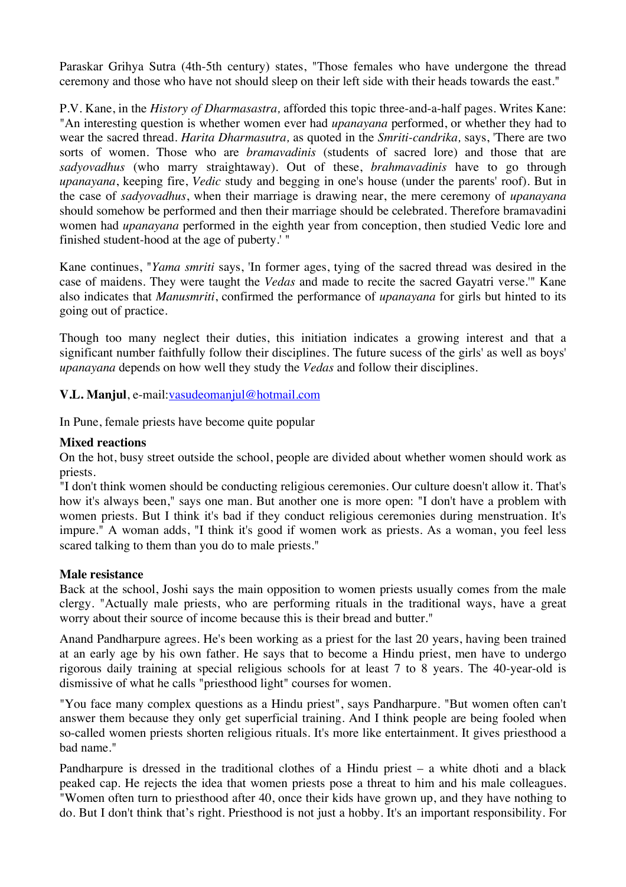Paraskar Grihya Sutra (4th-5th century) states, "Those females who have undergone the thread ceremony and those who have not should sleep on their left side with their heads towards the east."

P.V. Kane, in the *History of Dharmasastra,* afforded this topic three-and-a-half pages. Writes Kane: "An interesting question is whether women ever had *upanayana* performed, or whether they had to wear the sacred thread. *Harita Dharmasutra,* as quoted in the *Smriti-candrika,* says, 'There are two sorts of women. Those who are *bramavadinis* (students of sacred lore) and those that are *sadyovadhus* (who marry straightaway). Out of these, *brahmavadinis* have to go through *upanayana*, keeping fire, *Vedic* study and begging in one's house (under the parents' roof). But in the case of *sadyovadhus*, when their marriage is drawing near, the mere ceremony of *upanayana* should somehow be performed and then their marriage should be celebrated. Therefore bramavadini women had *upanayana* performed in the eighth year from conception, then studied Vedic lore and finished student-hood at the age of puberty.' "

Kane continues, "*Yama smriti* says, 'In former ages, tying of the sacred thread was desired in the case of maidens. They were taught the *Vedas* and made to recite the sacred Gayatri verse.'" Kane also indicates that *Manusmriti*, confirmed the performance of *upanayana* for girls but hinted to its going out of practice.

Though too many neglect their duties, this initiation indicates a growing interest and that a significant number faithfully follow their disciplines. The future sucess of the girls' as well as boys' *upanayana* depends on how well they study the *Vedas* and follow their disciplines.

**V.L. Manjul**, e-mail:vasudeomanjul@hotmail.com

In Pune, female priests have become quite popular

**Mixed reactions**

On the hot, busy street outside the school, people are divided about whether women should work as priests.

"I don't think women should be conducting religious ceremonies. Our culture doesn't allow it. That's how it's always been," says one man. But another one is more open: "I don't have a problem with women priests. But I think it's bad if they conduct religious ceremonies during menstruation. It's impure." A woman adds, "I think it's good if women work as priests. As a woman, you feel less scared talking to them than you do to male priests."

**Male resistance**

Back at the school, Joshi says the main opposition to women priests usually comes from the male clergy. "Actually male priests, who are performing rituals in the traditional ways, have a great worry about their source of income because this is their bread and butter."

Anand Pandharpure agrees. He's been working as a priest for the last 20 years, having been trained at an early age by his own father. He says that to become a Hindu priest, men have to undergo rigorous daily training at special religious schools for at least 7 to 8 years. The 40-year-old is dismissive of what he calls "priesthood light" courses for women.

"You face many complex questions as a Hindu priest", says Pandharpure. "But women often can't answer them because they only get superficial training. And I think people are being fooled when so-called women priests shorten religious rituals. It's more like entertainment. It gives priesthood a bad name."

Pandharpure is dressed in the traditional clothes of a Hindu priest – a white dhoti and a black peaked cap. He rejects the idea that women priests pose a threat to him and his male colleagues. "Women often turn to priesthood after 40, once their kids have grown up, and they have nothing to do. But I don't think that's right. Priesthood is not just a hobby. It's an important responsibility. For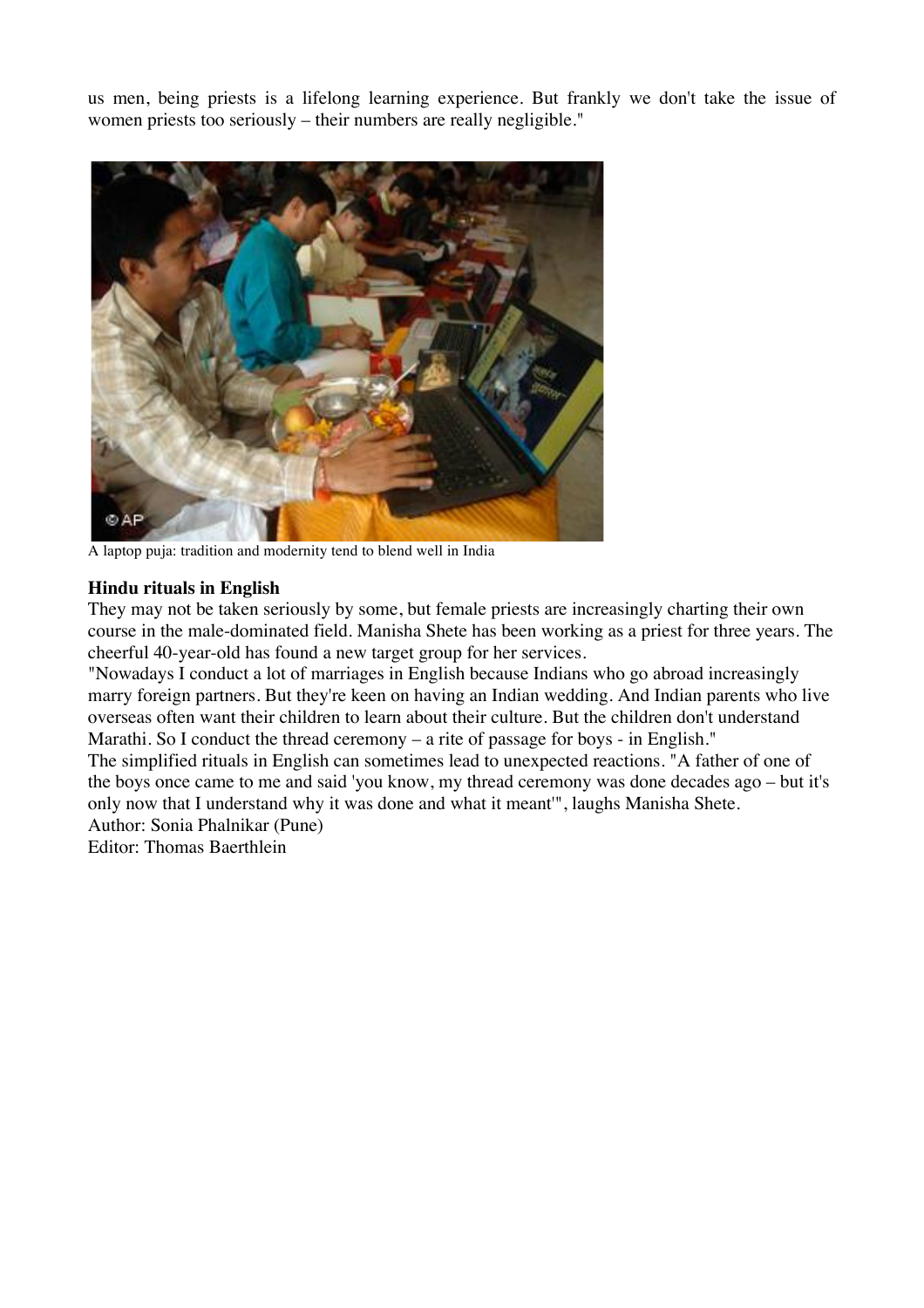us men, being priests is a lifelong learning experience. But frankly we don't take the issue of women priests too seriously – their numbers are really negligible."

A laptop puja: tradition and modernity tend to blend well in India

**Hindu rituals in English**

They may not be taken seriously by some, but female priests are increasingly charting their own course in the male-dominated field. Manisha Shete has been working as a priest for three years. The cheerful 40-year-old has found a new target group for her services.

"Nowadays I conduct a lot of marriages in English because Indians who go abroad increasingly marry foreign partners. But they're keen on having an Indian wedding. And Indian parents who live overseas often want their children to learn about their culture. But the children don't understand Marathi. So I conduct the thread ceremony – a rite of passage for boys - in English."

The simplified rituals in English can sometimes lead to unexpected reactions. "A father of one of the boys once came to me and said 'you know, my thread ceremony was done decades ago – but it's only now that I understand why it was done and what it meant'", laughs Manisha Shete.

Author: Sonia Phalnikar (Pune)

Editor: Thomas Baerthlein